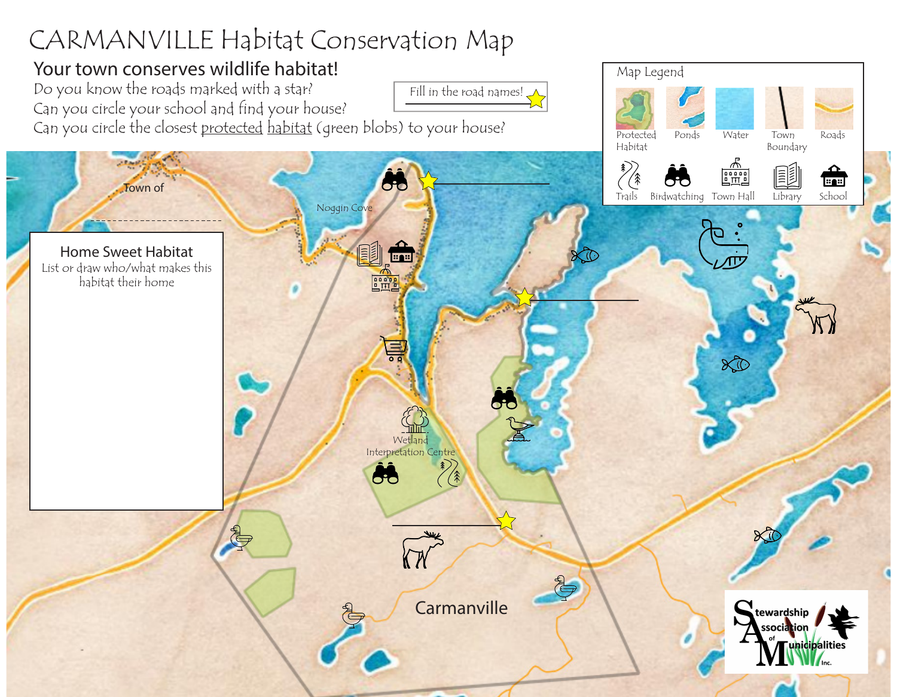# CARMANVILLE Habitat Conservation Map

## Your town conserves wildlife habitat!

Do you know the roads marked with a star?

Can you circle your school and find your house?

Can you circle the closest protected habitat (green blobs) to your house?

Fill in the road names!

**Map Legend**

Protected Habitat, Ponds, Water, Town Boundary, Roads, Trails, Birdwatching, Town Hall, Library, School

Town of

Noggin Cove

### Home Sweet Habitat

List or draw who/what makes this habitat their home

Wetland Interpretation Centre

Carmanville

Stewardship Association of Municipalities Inc.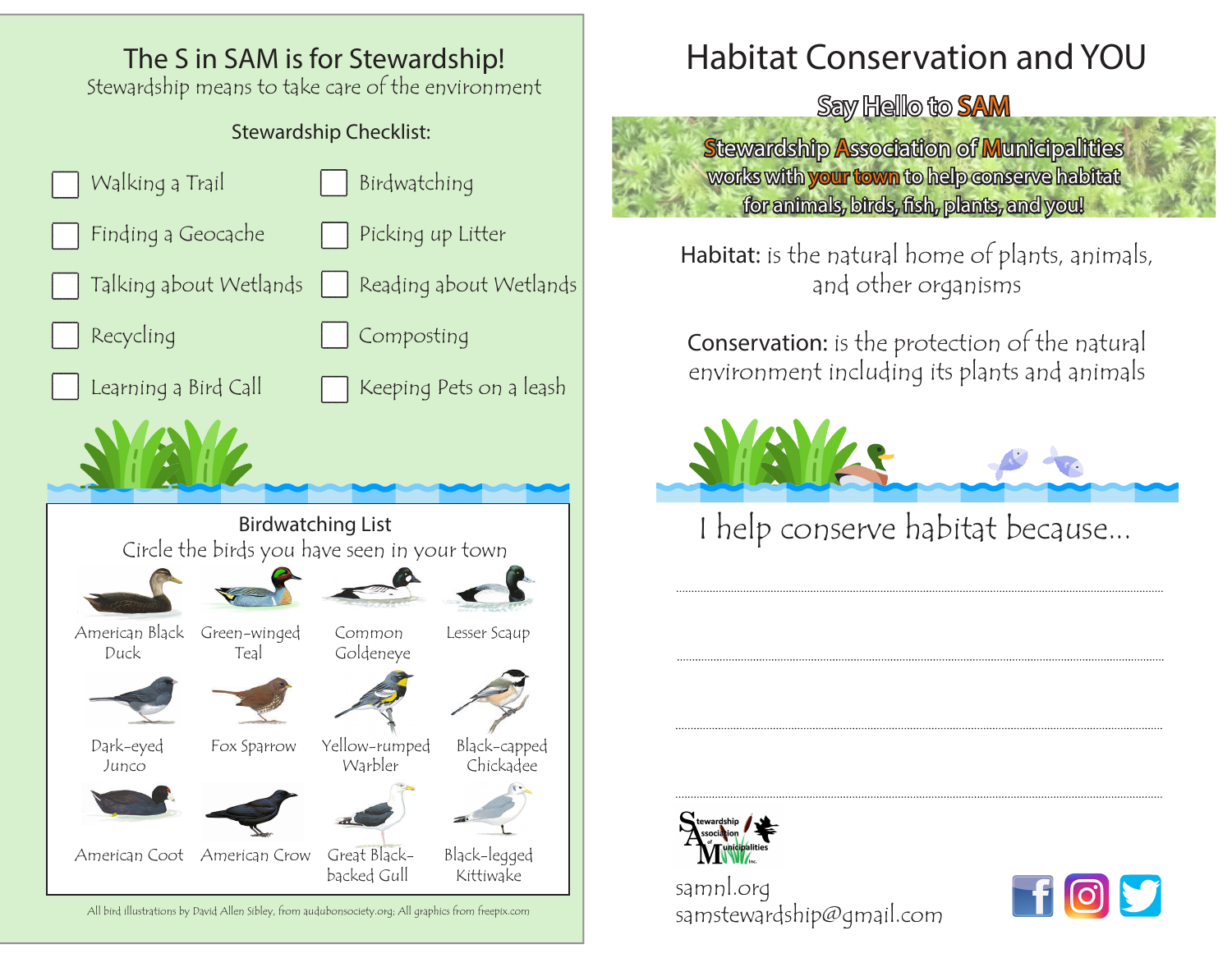## The S in SAM is for Stewardship!

Stewardship means to take care of the environment

### Stewardship Checklist:

- [ ] Walking a Trail
- [ ] Birdwatching
- [ ] Finding a Geocache
- [ ] Picking up Litter
- [ ] Talking about Wetlands
- [ ] Reading about Wetlands
- [ ] Recycling
- [ ] Composting
- [ ] Learning a Bird Call
- [ ] Keeping Pets on a leash

### Birdwatching List

Circle the birds you have seen in your town

| | | | |
|---|---|---|---|
| American Black Duck | Green-winged Teal | Common Goldeneye | Lesser Scaup |
| Dark-eyed Junco | Fox Sparrow | Yellow-rumped Warbler | Black-capped Chickadee |
| American Coot | American Crow | Great Black-backed Gull | Black-legged Kittiwake |

All bird illustrations by David Allen Sibley, from audubonsociety.org; All graphics from freepix.com

# Habitat Conservation and YOU

## Say Hello to SAM

**S**tewardship **A**ssociation of **M**unicipalities works with your town to help conserve habitat for animals, birds, fish, plants, and you!

**Habitat:** is the natural home of plants, animals, and other organisms

**Conservation:** is the protection of the natural environment including its plants and animals

I help conserve habitat because...

..........................................................................................

..........................................................................................

..........................................................................................

..........................................................................................

Stewardship Association of Municipalities Inc.

samnl.org
samstewardship@gmail.com